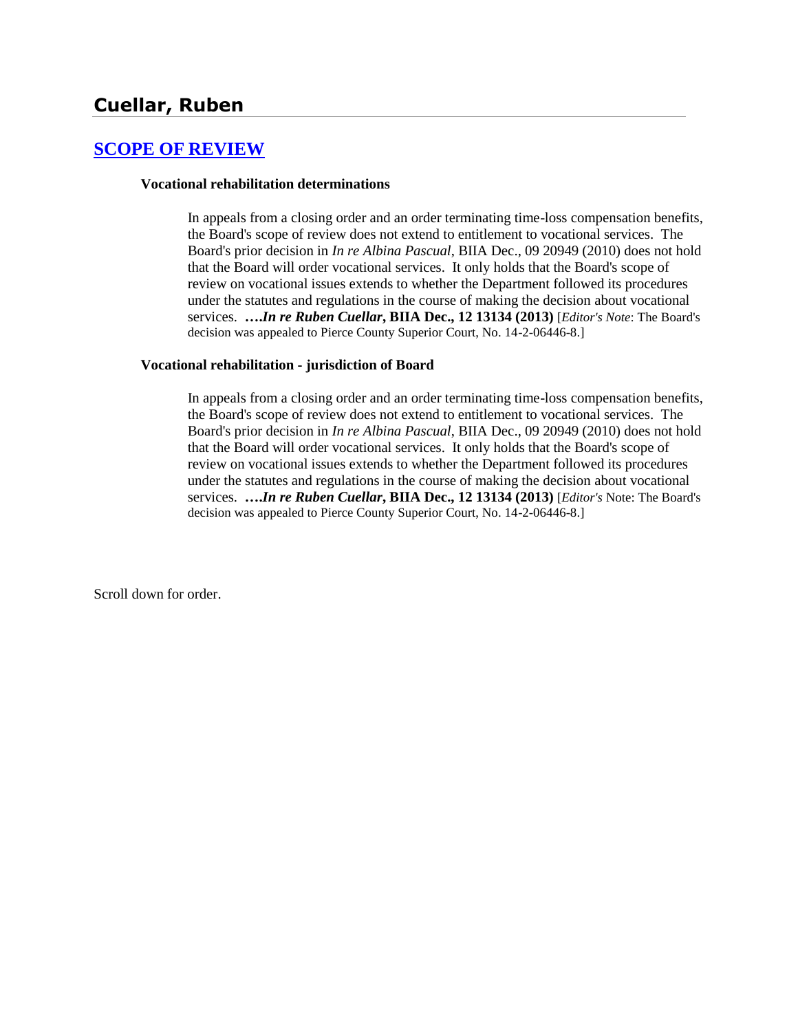# Cuellar, Ruben

## SCOPE OF REVIEW

### Vocational rehabilitation determinations

In appeals from a closing order and an order terminating time-loss compensation benefits, the Board's scope of review does not extend to entitlement to vocational services. The Board's prior decision in *In re Albina Pascual*, BIIA Dec., 09 20949 (2010) does not hold that the Board will order vocational services. It only holds that the Board's scope of review on vocational issues extends to whether the Department followed its procedures under the statutes and regulations in the course of making the decision about vocational services. ***….In re Ruben Cuellar*, BIIA Dec., 12 13134 (2013)** [*Editor's Note*: The Board's decision was appealed to Pierce County Superior Court, No. 14-2-06446-8.]

### Vocational rehabilitation - jurisdiction of Board

In appeals from a closing order and an order terminating time-loss compensation benefits, the Board's scope of review does not extend to entitlement to vocational services. The Board's prior decision in *In re Albina Pascual*, BIIA Dec., 09 20949 (2010) does not hold that the Board will order vocational services. It only holds that the Board's scope of review on vocational issues extends to whether the Department followed its procedures under the statutes and regulations in the course of making the decision about vocational services. ***….In re Ruben Cuellar*, BIIA Dec., 12 13134 (2013)** [*Editor's* Note: The Board's decision was appealed to Pierce County Superior Court, No. 14-2-06446-8.]

Scroll down for order.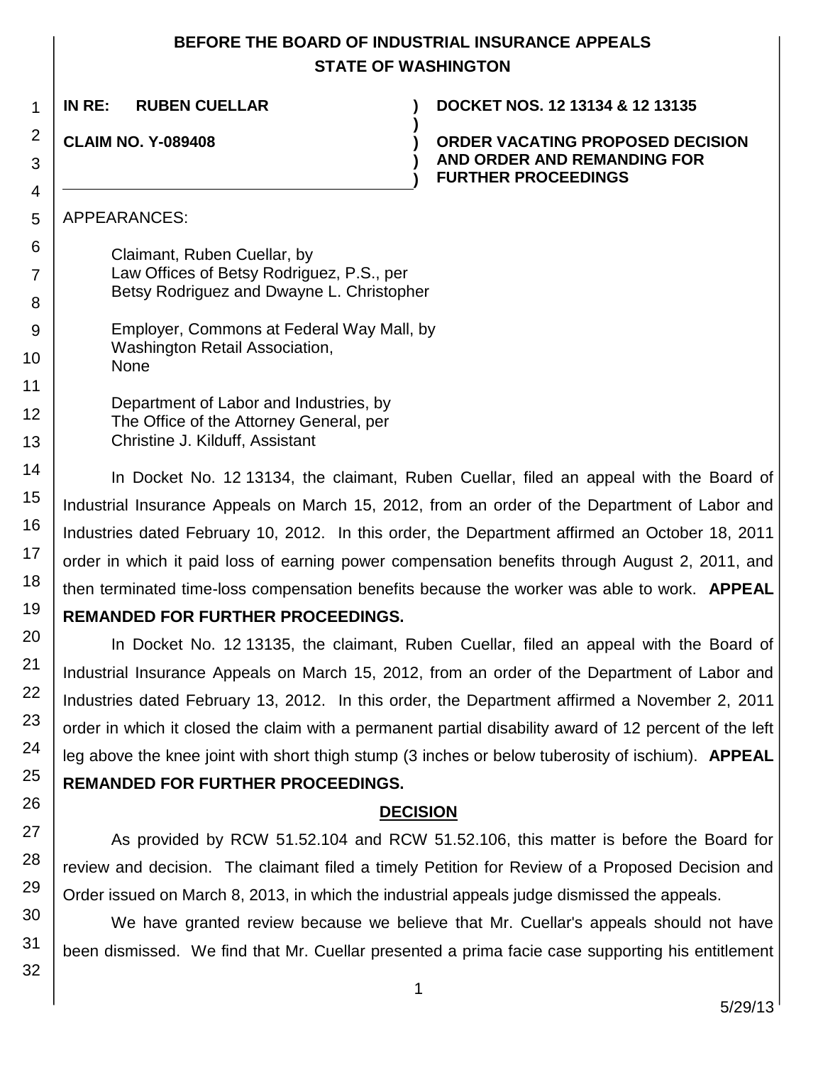**BEFORE THE BOARD OF INDUSTRIAL INSURANCE APPEALS**
**STATE OF WASHINGTON**

| | |
|---|---|
| **IN RE: RUBEN CUELLAR** | **DOCKET NOS. 12 13134 & 12 13135** |
| **CLAIM NO. Y-089408** | **ORDER VACATING PROPOSED DECISION AND ORDER AND REMANDING FOR FURTHER PROCEEDINGS** |

APPEARANCES:

Claimant, Ruben Cuellar, by
Law Offices of Betsy Rodriguez, P.S., per
Betsy Rodriguez and Dwayne L. Christopher

Employer, Commons at Federal Way Mall, by
Washington Retail Association,
None

Department of Labor and Industries, by
The Office of the Attorney General, per
Christine J. Kilduff, Assistant

In Docket No. 12 13134, the claimant, Ruben Cuellar, filed an appeal with the Board of Industrial Insurance Appeals on March 15, 2012, from an order of the Department of Labor and Industries dated February 10, 2012. In this order, the Department affirmed an October 18, 2011 order in which it paid loss of earning power compensation benefits through August 2, 2011, and then terminated time-loss compensation benefits because the worker was able to work. **APPEAL REMANDED FOR FURTHER PROCEEDINGS.**

In Docket No. 12 13135, the claimant, Ruben Cuellar, filed an appeal with the Board of Industrial Insurance Appeals on March 15, 2012, from an order of the Department of Labor and Industries dated February 13, 2012. In this order, the Department affirmed a November 2, 2011 order in which it closed the claim with a permanent partial disability award of 12 percent of the left leg above the knee joint with short thigh stump (3 inches or below tuberosity of ischium). **APPEAL REMANDED FOR FURTHER PROCEEDINGS.**

## DECISION

As provided by RCW 51.52.104 and RCW 51.52.106, this matter is before the Board for review and decision. The claimant filed a timely Petition for Review of a Proposed Decision and Order issued on March 8, 2013, in which the industrial appeals judge dismissed the appeals.

We have granted review because we believe that Mr. Cuellar's appeals should not have been dismissed. We find that Mr. Cuellar presented a prima facie case supporting his entitlement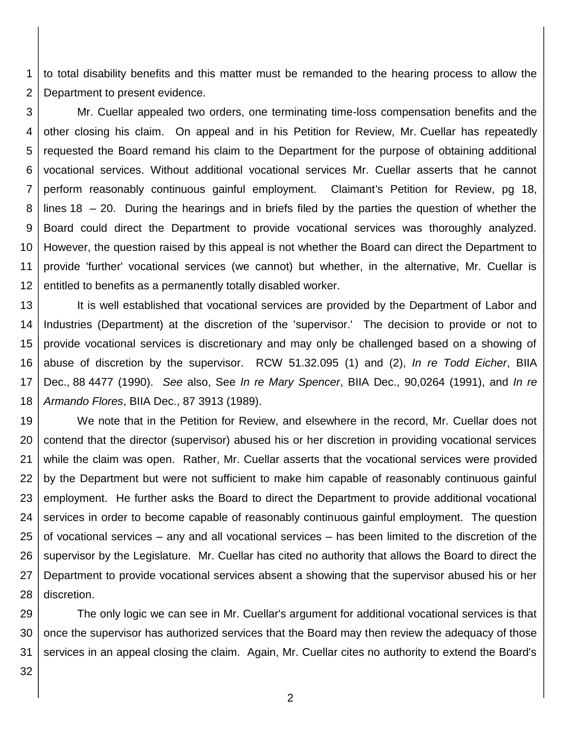to total disability benefits and this matter must be remanded to the hearing process to allow the Department to present evidence.

Mr. Cuellar appealed two orders, one terminating time-loss compensation benefits and the other closing his claim. On appeal and in his Petition for Review, Mr. Cuellar has repeatedly requested the Board remand his claim to the Department for the purpose of obtaining additional vocational services. Without additional vocational services Mr. Cuellar asserts that he cannot perform reasonably continuous gainful employment. Claimant's Petition for Review, pg 18, lines 18 – 20. During the hearings and in briefs filed by the parties the question of whether the Board could direct the Department to provide vocational services was thoroughly analyzed. However, the question raised by this appeal is not whether the Board can direct the Department to provide 'further' vocational services (we cannot) but whether, in the alternative, Mr. Cuellar is entitled to benefits as a permanently totally disabled worker.

It is well established that vocational services are provided by the Department of Labor and Industries (Department) at the discretion of the 'supervisor.' The decision to provide or not to provide vocational services is discretionary and may only be challenged based on a showing of abuse of discretion by the supervisor. RCW 51.32.095 (1) and (2), *In re Todd Eicher*, BIIA Dec., 88 4477 (1990). *See* also, See *In re Mary Spencer*, BIIA Dec., 90,0264 (1991), and *In re Armando Flores*, BIIA Dec., 87 3913 (1989).

We note that in the Petition for Review, and elsewhere in the record, Mr. Cuellar does not contend that the director (supervisor) abused his or her discretion in providing vocational services while the claim was open. Rather, Mr. Cuellar asserts that the vocational services were provided by the Department but were not sufficient to make him capable of reasonably continuous gainful employment. He further asks the Board to direct the Department to provide additional vocational services in order to become capable of reasonably continuous gainful employment. The question of vocational services – any and all vocational services – has been limited to the discretion of the supervisor by the Legislature. Mr. Cuellar has cited no authority that allows the Board to direct the Department to provide vocational services absent a showing that the supervisor abused his or her discretion.

The only logic we can see in Mr. Cuellar's argument for additional vocational services is that once the supervisor has authorized services that the Board may then review the adequacy of those services in an appeal closing the claim. Again, Mr. Cuellar cites no authority to extend the Board's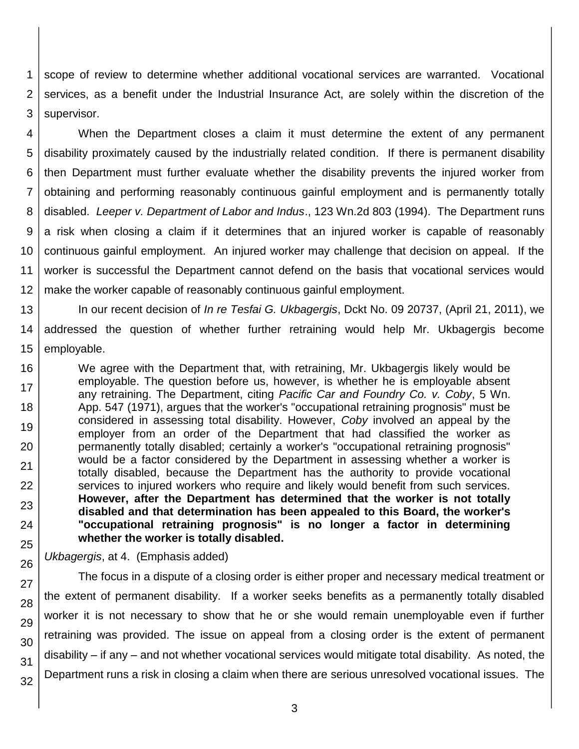scope of review to determine whether additional vocational services are warranted. Vocational services, as a benefit under the Industrial Insurance Act, are solely within the discretion of the supervisor.

When the Department closes a claim it must determine the extent of any permanent disability proximately caused by the industrially related condition. If there is permanent disability then Department must further evaluate whether the disability prevents the injured worker from obtaining and performing reasonably continuous gainful employment and is permanently totally disabled. *Leeper v. Department of Labor and Indus*., 123 Wn.2d 803 (1994). The Department runs a risk when closing a claim if it determines that an injured worker is capable of reasonably continuous gainful employment. An injured worker may challenge that decision on appeal. If the worker is successful the Department cannot defend on the basis that vocational services would make the worker capable of reasonably continuous gainful employment.

In our recent decision of *In re Tesfai G. Ukbagergis*, Dckt No. 09 20737, (April 21, 2011), we addressed the question of whether further retraining would help Mr. Ukbagergis become employable.

> We agree with the Department that, with retraining, Mr. Ukbagergis likely would be employable. The question before us, however, is whether he is employable absent any retraining. The Department, citing *Pacific Car and Foundry Co. v. Coby*, 5 Wn. App. 547 (1971), argues that the worker's "occupational retraining prognosis" must be considered in assessing total disability. However, *Coby* involved an appeal by the employer from an order of the Department that had classified the worker as permanently totally disabled; certainly a worker's "occupational retraining prognosis" would be a factor considered by the Department in assessing whether a worker is totally disabled, because the Department has the authority to provide vocational services to injured workers who require and likely would benefit from such services. **However, after the Department has determined that the worker is not totally disabled and that determination has been appealed to this Board, the worker's "occupational retraining prognosis" is no longer a factor in determining whether the worker is totally disabled.**

*Ukbagergis*, at 4. (Emphasis added)

The focus in a dispute of a closing order is either proper and necessary medical treatment or the extent of permanent disability. If a worker seeks benefits as a permanently totally disabled worker it is not necessary to show that he or she would remain unemployable even if further retraining was provided. The issue on appeal from a closing order is the extent of permanent disability – if any – and not whether vocational services would mitigate total disability. As noted, the Department runs a risk in closing a claim when there are serious unresolved vocational issues. The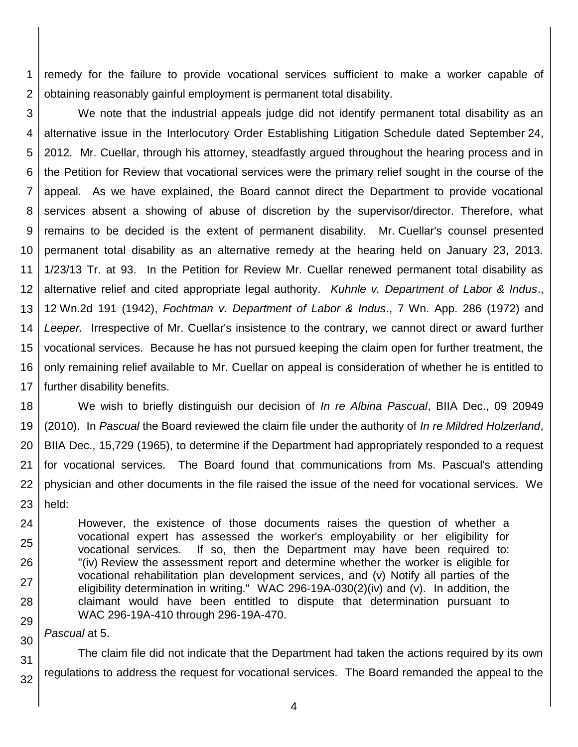remedy for the failure to provide vocational services sufficient to make a worker capable of obtaining reasonably gainful employment is permanent total disability.

We note that the industrial appeals judge did not identify permanent total disability as an alternative issue in the Interlocutory Order Establishing Litigation Schedule dated September 24, 2012. Mr. Cuellar, through his attorney, steadfastly argued throughout the hearing process and in the Petition for Review that vocational services were the primary relief sought in the course of the appeal. As we have explained, the Board cannot direct the Department to provide vocational services absent a showing of abuse of discretion by the supervisor/director. Therefore, what remains to be decided is the extent of permanent disability. Mr. Cuellar's counsel presented permanent total disability as an alternative remedy at the hearing held on January 23, 2013. 1/23/13 Tr. at 93. In the Petition for Review Mr. Cuellar renewed permanent total disability as alternative relief and cited appropriate legal authority. *Kuhnle v. Department of Labor & Indus*., 12 Wn.2d 191 (1942), *Fochtman v. Department of Labor & Indus*., 7 Wn. App. 286 (1972) and *Leeper.* Irrespective of Mr. Cuellar's insistence to the contrary, we cannot direct or award further vocational services. Because he has not pursued keeping the claim open for further treatment, the only remaining relief available to Mr. Cuellar on appeal is consideration of whether he is entitled to further disability benefits.

We wish to briefly distinguish our decision of *In re Albina Pascual*, BIIA Dec., 09 20949 (2010). In *Pascual* the Board reviewed the claim file under the authority of *In re Mildred Holzerland*, BIIA Dec., 15,729 (1965), to determine if the Department had appropriately responded to a request for vocational services. The Board found that communications from Ms. Pascual's attending physician and other documents in the file raised the issue of the need for vocational services. We held:

> However, the existence of those documents raises the question of whether a vocational expert has assessed the worker's employability or her eligibility for vocational services. If so, then the Department may have been required to: "(iv) Review the assessment report and determine whether the worker is eligible for vocational rehabilitation plan development services, and (v) Notify all parties of the eligibility determination in writing." WAC 296-19A-030(2)(iv) and (v). In addition, the claimant would have been entitled to dispute that determination pursuant to WAC 296-19A-410 through 296-19A-470.

*Pascual* at 5.

The claim file did not indicate that the Department had taken the actions required by its own regulations to address the request for vocational services. The Board remanded the appeal to the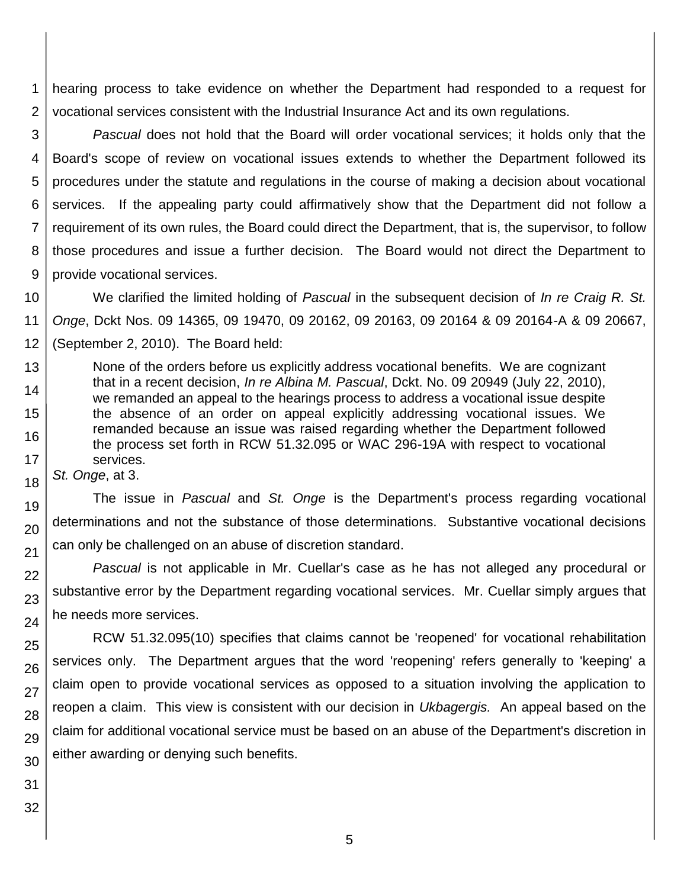hearing process to take evidence on whether the Department had responded to a request for vocational services consistent with the Industrial Insurance Act and its own regulations.

*Pascual* does not hold that the Board will order vocational services; it holds only that the Board's scope of review on vocational issues extends to whether the Department followed its procedures under the statute and regulations in the course of making a decision about vocational services. If the appealing party could affirmatively show that the Department did not follow a requirement of its own rules, the Board could direct the Department, that is, the supervisor, to follow those procedures and issue a further decision. The Board would not direct the Department to provide vocational services.

We clarified the limited holding of *Pascual* in the subsequent decision of *In re Craig R. St. Onge*, Dckt Nos. 09 14365, 09 19470, 09 20162, 09 20163, 09 20164 & 09 20164-A & 09 20667, (September 2, 2010). The Board held:

> None of the orders before us explicitly address vocational benefits. We are cognizant that in a recent decision, *In re Albina M. Pascual*, Dckt. No. 09 20949 (July 22, 2010), we remanded an appeal to the hearings process to address a vocational issue despite the absence of an order on appeal explicitly addressing vocational issues. We remanded because an issue was raised regarding whether the Department followed the process set forth in RCW 51.32.095 or WAC 296-19A with respect to vocational services.

*St. Onge*, at 3.

The issue in *Pascual* and *St. Onge* is the Department's process regarding vocational determinations and not the substance of those determinations. Substantive vocational decisions can only be challenged on an abuse of discretion standard.

*Pascual* is not applicable in Mr. Cuellar's case as he has not alleged any procedural or substantive error by the Department regarding vocational services. Mr. Cuellar simply argues that he needs more services.

RCW 51.32.095(10) specifies that claims cannot be 'reopened' for vocational rehabilitation services only. The Department argues that the word 'reopening' refers generally to 'keeping' a claim open to provide vocational services as opposed to a situation involving the application to reopen a claim. This view is consistent with our decision in *Ukbagergis.* An appeal based on the claim for additional vocational service must be based on an abuse of the Department's discretion in either awarding or denying such benefits.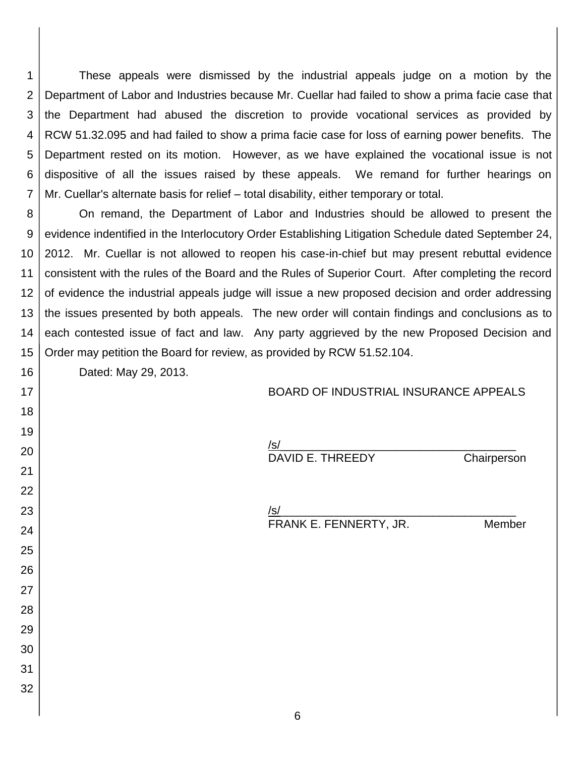These appeals were dismissed by the industrial appeals judge on a motion by the Department of Labor and Industries because Mr. Cuellar had failed to show a prima facie case that the Department had abused the discretion to provide vocational services as provided by RCW 51.32.095 and had failed to show a prima facie case for loss of earning power benefits. The Department rested on its motion. However, as we have explained the vocational issue is not dispositive of all the issues raised by these appeals. We remand for further hearings on Mr. Cuellar's alternate basis for relief – total disability, either temporary or total.

On remand, the Department of Labor and Industries should be allowed to present the evidence indentified in the Interlocutory Order Establishing Litigation Schedule dated September 24, 2012. Mr. Cuellar is not allowed to reopen his case-in-chief but may present rebuttal evidence consistent with the rules of the Board and the Rules of Superior Court. After completing the record of evidence the industrial appeals judge will issue a new proposed decision and order addressing the issues presented by both appeals. The new order will contain findings and conclusions as to each contested issue of fact and law. Any party aggrieved by the new Proposed Decision and Order may petition the Board for review, as provided by RCW 51.52.104.

Dated: May 29, 2013.

BOARD OF INDUSTRIAL INSURANCE APPEALS

/s/
DAVID E. THREEDY Chairperson

/s/
FRANK E. FENNERTY, JR. Member